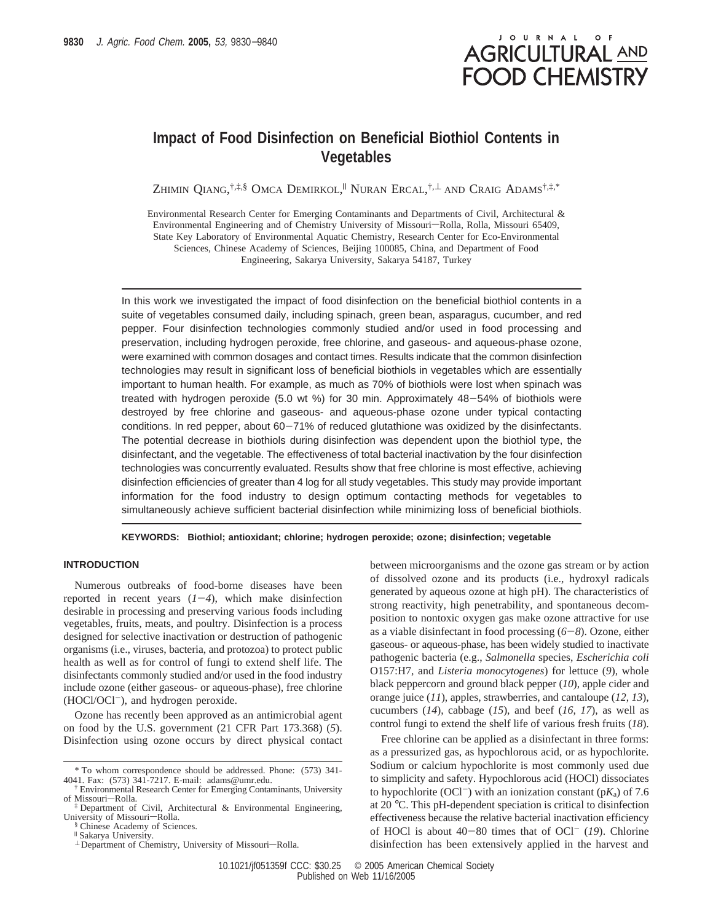# Impact of Food Disinfection on Beneficial Biothiol Contents in Vegetables

ZHIMIN QIANG,[†,‡,§] OMCA DEMIRKOL,[∥] NURAN ERCAL,[†,⊥] AND CRAIG ADAMS[†,‡,*]

Environmental Research Center for Emerging Contaminants and Departments of Civil, Architectural & Environmental Engineering and of Chemistry University of Missouri—Rolla, Rolla, Missouri 65409, State Key Laboratory of Environmental Aquatic Chemistry, Research Center for Eco-Environmental Sciences, Chinese Academy of Sciences, Beijing 100085, China, and Department of Food Engineering, Sakarya University, Sakarya 54187, Turkey

In this work we investigated the impact of food disinfection on the beneficial biothiol contents in a suite of vegetables consumed daily, including spinach, green bean, asparagus, cucumber, and red pepper. Four disinfection technologies commonly studied and/or used in food processing and preservation, including hydrogen peroxide, free chlorine, and gaseous- and aqueous-phase ozone, were examined with common dosages and contact times. Results indicate that the common disinfection technologies may result in significant loss of beneficial biothiols in vegetables which are essentially important to human health. For example, as much as 70% of biothiols were lost when spinach was treated with hydrogen peroxide (5.0 wt %) for 30 min. Approximately 48−54% of biothiols were destroyed by free chlorine and gaseous- and aqueous-phase ozone under typical contacting conditions. In red pepper, about 60−71% of reduced glutathione was oxidized by the disinfectants. The potential decrease in biothiols during disinfection was dependent upon the biothiol type, the disinfectant, and the vegetable. The effectiveness of total bacterial inactivation by the four disinfection technologies was concurrently evaluated. Results show that free chlorine is most effective, achieving disinfection efficiencies of greater than 4 log for all study vegetables. This study may provide important information for the food industry to design optimum contacting methods for vegetables to simultaneously achieve sufficient bacterial disinfection while minimizing loss of beneficial biothiols.

**KEYWORDS:** **Biothiol; antioxidant; chlorine; hydrogen peroxide; ozone; disinfection; vegetable**

## INTRODUCTION

Numerous outbreaks of food-borne diseases have been reported in recent years (*1*−*4*), which make disinfection desirable in processing and preserving various foods including vegetables, fruits, meats, and poultry. Disinfection is a process designed for selective inactivation or destruction of pathogenic organisms (i.e., viruses, bacteria, and protozoa) to protect public health as well as for control of fungi to extend shelf life. The disinfectants commonly studied and/or used in the food industry include ozone (either gaseous- or aqueous-phase), free chlorine ($HOCl/OCl^-$), and hydrogen peroxide.

Ozone has recently been approved as an antimicrobial agent on food by the U.S. government (21 CFR Part 173.368) (*5*). Disinfection using ozone occurs by direct physical contact between microorganisms and the ozone gas stream or by action of dissolved ozone and its products (i.e., hydroxyl radicals generated by aqueous ozone at high pH). The characteristics of strong reactivity, high penetrability, and spontaneous decomposition to nontoxic oxygen gas make ozone attractive for use as a viable disinfectant in food processing (*6*−*8*). Ozone, either gaseous- or aqueous-phase, has been widely studied to inactivate pathogenic bacteria (e.g., *Salmonella* species, *Escherichia coli* O157:H7, and *Listeria monocytogenes*) for lettuce (*9*), whole black peppercorn and ground black pepper (*10*), apple cider and orange juice (*11*), apples, strawberries, and cantaloupe (*12*, *13*), cucumbers (*14*), cabbage (*15*), and beef (*16*, *17*), as well as control fungi to extend the shelf life of various fresh fruits (*18*).

Free chlorine can be applied as a disinfectant in three forms: as a pressurized gas, as hypochlorous acid, or as hypochlorite. Sodium or calcium hypochlorite is most commonly used due to simplicity and safety. Hypochlorous acid (HOCl) dissociates to hypochlorite ($OCl^-$) with an ionization constant ($pK_a$) of 7.6 at 20 °C. This pH-dependent speciation is critical to disinfection effectiveness because the relative bacterial inactivation efficiency of HOCl is about 40−80 times that of $OCl^-$ (*19*). Chlorine disinfection has been extensively applied in the harvest and

\* To whom correspondence should be addressed. Phone: (573) 341-4041. Fax: (573) 341-7217. E-mail: adams@umr.edu.
[†] Environmental Research Center for Emerging Contaminants, University of Missouri—Rolla.
[‡] Department of Civil, Architectural & Environmental Engineering, University of Missouri—Rolla.
[§] Chinese Academy of Sciences.
[∥] Sakarya University.
[⊥] Department of Chemistry, University of Missouri—Rolla.

10.1021/jf051359f CCC: $30.25 © 2005 American Chemical Society
Published on Web 11/16/2005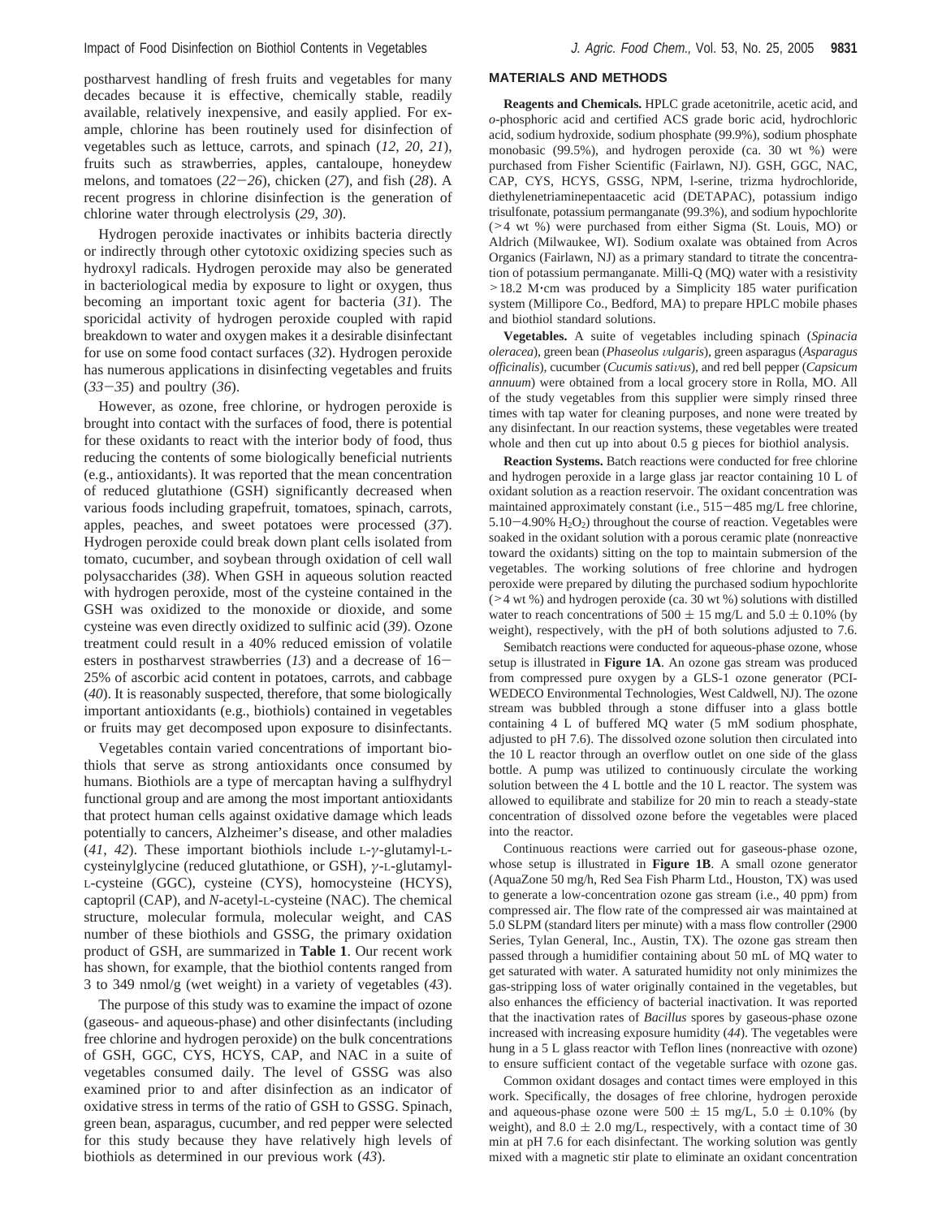postharvest handling of fresh fruits and vegetables for many decades because it is effective, chemically stable, readily available, relatively inexpensive, and easily applied. For example, chlorine has been routinely used for disinfection of vegetables such as lettuce, carrots, and spinach (*12*, *20*, *21*), fruits such as strawberries, apples, cantaloupe, honeydew melons, and tomatoes (*22*−*26*), chicken (*27*), and fish (*28*). A recent progress in chlorine disinfection is the generation of chlorine water through electrolysis (*29*, *30*).

Hydrogen peroxide inactivates or inhibits bacteria directly or indirectly through other cytotoxic oxidizing species such as hydroxyl radicals. Hydrogen peroxide may also be generated in bacteriological media by exposure to light or oxygen, thus becoming an important toxic agent for bacteria (*31*). The sporicidal activity of hydrogen peroxide coupled with rapid breakdown to water and oxygen makes it a desirable disinfectant for use on some food contact surfaces (*32*). Hydrogen peroxide has numerous applications in disinfecting vegetables and fruits (*33*−*35*) and poultry (*36*).

However, as ozone, free chlorine, or hydrogen peroxide is brought into contact with the surfaces of food, there is potential for these oxidants to react with the interior body of food, thus reducing the contents of some biologically beneficial nutrients (e.g., antioxidants). It was reported that the mean concentration of reduced glutathione (GSH) significantly decreased when various foods including grapefruit, tomatoes, spinach, carrots, apples, peaches, and sweet potatoes were processed (*37*). Hydrogen peroxide could break down plant cells isolated from tomato, cucumber, and soybean through oxidation of cell wall polysaccharides (*38*). When GSH in aqueous solution reacted with hydrogen peroxide, most of the cysteine contained in the GSH was oxidized to the monoxide or dioxide, and some cysteine was even directly oxidized to sulfinic acid (*39*). Ozone treatment could result in a 40% reduced emission of volatile esters in postharvest strawberries (*13*) and a decrease of 16−25% of ascorbic acid content in potatoes, carrots, and cabbage (*40*). It is reasonably suspected, therefore, that some biologically important antioxidants (e.g., biothiols) contained in vegetables or fruits may get decomposed upon exposure to disinfectants.

Vegetables contain varied concentrations of important biothiols that serve as strong antioxidants once consumed by humans. Biothiols are a type of mercaptan having a sulfhydryl functional group and are among the most important antioxidants that protect human cells against oxidative damage which leads potentially to cancers, Alzheimer's disease, and other maladies (*41*, *42*). These important biothiols include L-$\gamma$-glutamyl-L-cysteinylglycine (reduced glutathione, or GSH), $\gamma$-L-glutamyl-L-cysteine (GGC), cysteine (CYS), homocysteine (HCYS), captopril (CAP), and *N*-acetyl-L-cysteine (NAC). The chemical structure, molecular formula, molecular weight, and CAS number of these biothiols and GSSG, the primary oxidation product of GSH, are summarized in **Table 1**. Our recent work has shown, for example, that the biothiol contents ranged from 3 to 349 nmol/g (wet weight) in a variety of vegetables (*43*).

The purpose of this study was to examine the impact of ozone (gaseous- and aqueous-phase) and other disinfectants (including free chlorine and hydrogen peroxide) on the bulk concentrations of GSH, GGC, CYS, HCYS, CAP, and NAC in a suite of vegetables consumed daily. The level of GSSG was also examined prior to and after disinfection as an indicator of oxidative stress in terms of the ratio of GSH to GSSG. Spinach, green bean, asparagus, cucumber, and red pepper were selected for this study because they have relatively high levels of biothiols as determined in our previous work (*43*).

## MATERIALS AND METHODS

**Reagents and Chemicals.** HPLC grade acetonitrile, acetic acid, and *o*-phosphoric acid and certified ACS grade boric acid, hydrochloric acid, sodium hydroxide, sodium phosphate (99.9%), sodium phosphate monobasic (99.5%), and hydrogen peroxide (ca. 30 wt %) were purchased from Fisher Scientific (Fairlawn, NJ). GSH, GGC, NAC, CAP, CYS, HCYS, GSSG, NPM, l-serine, trizma hydrochloride, diethylenetriaminepentaacetic acid (DETAPAC), potassium indigo trisulfonate, potassium permanganate (99.3%), and sodium hypochlorite (>4 wt %) were purchased from either Sigma (St. Louis, MO) or Aldrich (Milwaukee, WI). Sodium oxalate was obtained from Acros Organics (Fairlawn, NJ) as a primary standard to titrate the concentration of potassium permanganate. Milli-Q (MQ) water with a resistivity >18.2 M·cm was produced by a Simplicity 185 water purification system (Millipore Co., Bedford, MA) to prepare HPLC mobile phases and biothiol standard solutions.

**Vegetables.** A suite of vegetables including spinach (*Spinacia oleracea*), green bean (*Phaseolus vulgaris*), green asparagus (*Asparagus officinalis*), cucumber (*Cucumis sativus*), and red bell pepper (*Capsicum annuum*) were obtained from a local grocery store in Rolla, MO. All of the study vegetables from this supplier were simply rinsed three times with tap water for cleaning purposes, and none were treated by any disinfectant. In our reaction systems, these vegetables were treated whole and then cut up into about 0.5 g pieces for biothiol analysis.

**Reaction Systems.** Batch reactions were conducted for free chlorine and hydrogen peroxide in a large glass jar reactor containing 10 L of oxidant solution as a reaction reservoir. The oxidant concentration was maintained approximately constant (i.e., 515−485 mg/L free chlorine, 5.10−4.90% $H_2O_2$) throughout the course of reaction. Vegetables were soaked in the oxidant solution with a porous ceramic plate (nonreactive toward the oxidants) sitting on the top to maintain submersion of the vegetables. The working solutions of free chlorine and hydrogen peroxide were prepared by diluting the purchased sodium hypochlorite (>4 wt %) and hydrogen peroxide (ca. 30 wt %) solutions with distilled water to reach concentrations of 500 ± 15 mg/L and 5.0 ± 0.10% (by weight), respectively, with the pH of both solutions adjusted to 7.6.

Semibatch reactions were conducted for aqueous-phase ozone, whose setup is illustrated in **Figure 1A**. An ozone gas stream was produced from compressed pure oxygen by a GLS-1 ozone generator (PCI-WEDECO Environmental Technologies, West Caldwell, NJ). The ozone stream was bubbled through a stone diffuser into a glass bottle containing 4 L of buffered MQ water (5 mM sodium phosphate, adjusted to pH 7.6). The dissolved ozone solution then circulated into the 10 L reactor through an overflow outlet on one side of the glass bottle. A pump was utilized to continuously circulate the working solution between the 4 L bottle and the 10 L reactor. The system was allowed to equilibrate and stabilize for 20 min to reach a steady-state concentration of dissolved ozone before the vegetables were placed into the reactor.

Continuous reactions were carried out for gaseous-phase ozone, whose setup is illustrated in **Figure 1B**. A small ozone generator (AquaZone 50 mg/h, Red Sea Fish Pharm Ltd., Houston, TX) was used to generate a low-concentration ozone gas stream (i.e., 40 ppm) from compressed air. The flow rate of the compressed air was maintained at 5.0 SLPM (standard liters per minute) with a mass flow controller (2900 Series, Tylan General, Inc., Austin, TX). The ozone gas stream then passed through a humidifier containing about 50 mL of MQ water to get saturated with water. A saturated humidity not only minimizes the gas-stripping loss of water originally contained in the vegetables, but also enhances the efficiency of bacterial inactivation. It was reported that the inactivation rates of *Bacillus* spores by gaseous-phase ozone increased with increasing exposure humidity (*44*). The vegetables were hung in a 5 L glass reactor with Teflon lines (nonreactive with ozone) to ensure sufficient contact of the vegetable surface with ozone gas.

Common oxidant dosages and contact times were employed in this work. Specifically, the dosages of free chlorine, hydrogen peroxide and aqueous-phase ozone were 500 ± 15 mg/L, 5.0 ± 0.10% (by weight), and 8.0 ± 2.0 mg/L, respectively, with a contact time of 30 min at pH 7.6 for each disinfectant. The working solution was gently mixed with a magnetic stir plate to eliminate an oxidant concentration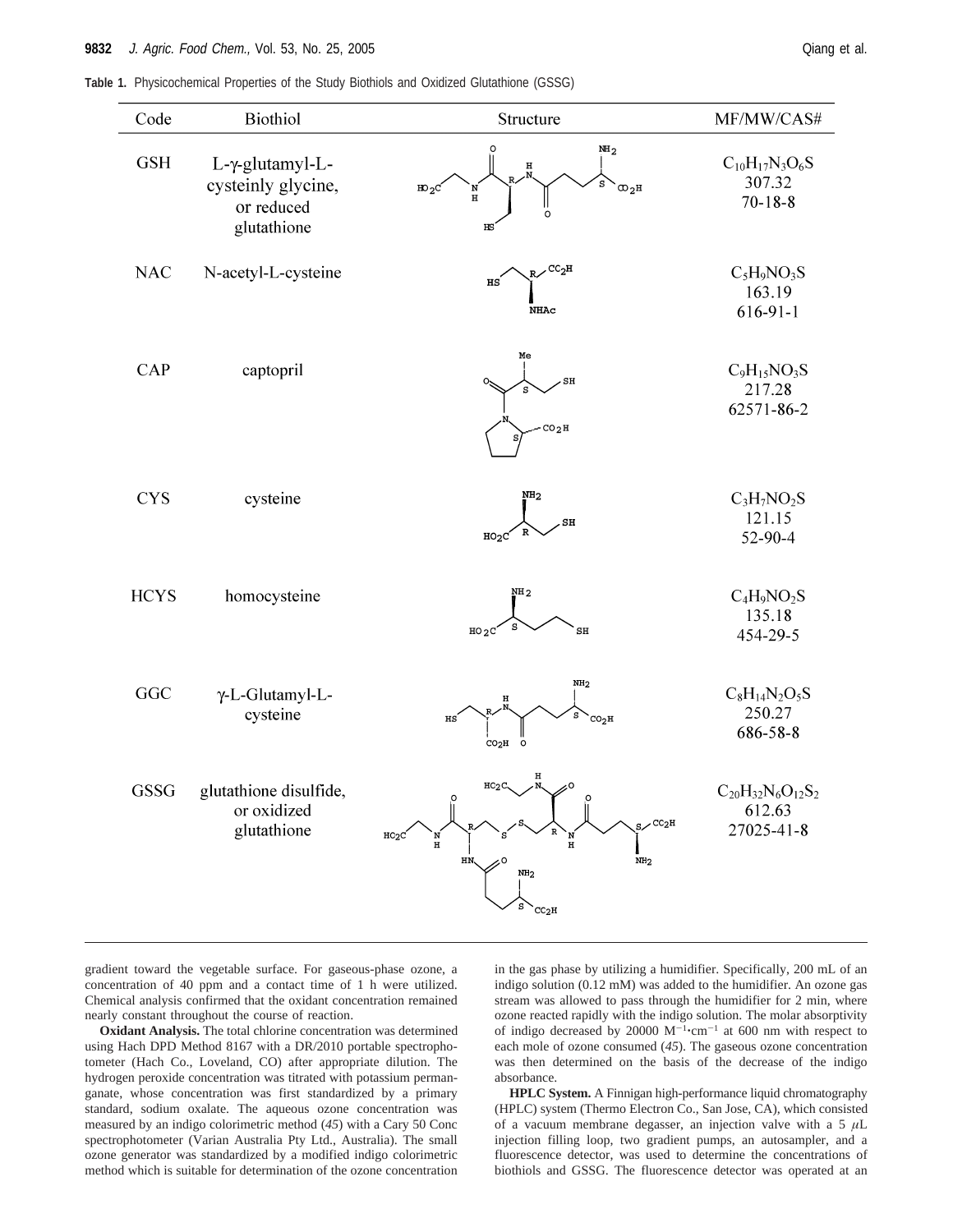**Table 1.** Physicochemical Properties of the Study Biothiols and Oxidized Glutathione (GSSG)

| Code | Biothiol | Structure | MF/MW/CAS# |
|---|---|---|---|
| GSH | L-γ-glutamyl-L-cysteinly glycine, or reduced glutathione | | $C_{10}H_{17}N_3O_6S$ 307.32 70-18-8 |
| NAC | N-acetyl-L-cysteine | | $C_5H_9NO_3S$ 163.19 616-91-1 |
| CAP | captopril | | $C_9H_{15}NO_3S$ 217.28 62571-86-2 |
| CYS | cysteine | | $C_3H_7NO_2S$ 121.15 52-90-4 |
| HCYS | homocysteine | | $C_4H_9NO_2S$ 135.18 454-29-5 |
| GGC | γ-L-Glutamyl-L-cysteine | | $C_8H_{14}N_2O_5S$ 250.27 686-58-8 |
| GSSG | glutathione disulfide, or oxidized glutathione | | $C_{20}H_{32}N_6O_{12}S_2$ 612.63 27025-41-8 |

gradient toward the vegetable surface. For gaseous-phase ozone, a concentration of 40 ppm and a contact time of 1 h were utilized. Chemical analysis confirmed that the oxidant concentration remained nearly constant throughout the course of reaction.

**Oxidant Analysis.** The total chlorine concentration was determined using Hach DPD Method 8167 with a DR/2010 portable spectrophotometer (Hach Co., Loveland, CO) after appropriate dilution. The hydrogen peroxide concentration was titrated with potassium permanganate, whose concentration was first standardized by a primary standard, sodium oxalate. The aqueous ozone concentration was measured by an indigo colorimetric method (*45*) with a Cary 50 Conc spectrophotometer (Varian Australia Pty Ltd., Australia). The small ozone generator was standardized by a modified indigo colorimetric method which is suitable for determination of the ozone concentration in the gas phase by utilizing a humidifier. Specifically, 200 mL of an indigo solution (0.12 mM) was added to the humidifier. An ozone gas stream was allowed to pass through the humidifier for 2 min, where ozone reacted rapidly with the indigo solution. The molar absorptivity of indigo decreased by 20000 $M^{-1} \cdot cm^{-1}$ at 600 nm with respect to each mole of ozone consumed (*45*). The gaseous ozone concentration was then determined on the basis of the decrease of the indigo absorbance.

**HPLC System.** A Finnigan high-performance liquid chromatography (HPLC) system (Thermo Electron Co., San Jose, CA), which consisted of a vacuum membrane degasser, an injection valve with a 5 $\mu$L injection filling loop, two gradient pumps, an autosampler, and a fluorescence detector, was used to determine the concentrations of biothiols and GSSG. The fluorescence detector was operated at an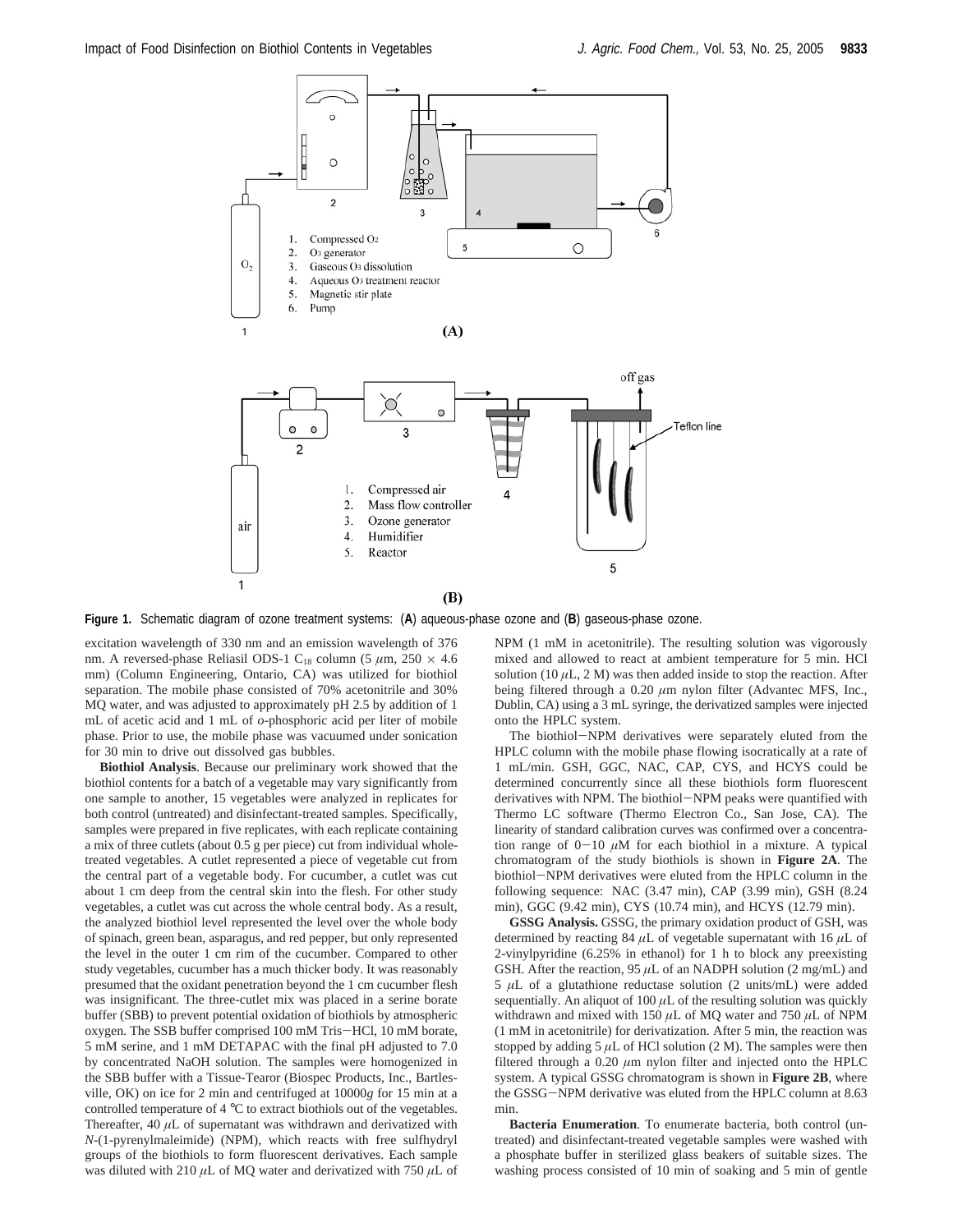**Figure 1.** Schematic diagram of ozone treatment systems: (**A**) aqueous-phase ozone and (**B**) gaseous-phase ozone.

excitation wavelength of 330 nm and an emission wavelength of 376 nm. A reversed-phase Reliasil ODS-1 $C_{18}$ column (5 $\mu$m, 250 × 4.6 mm) (Column Engineering, Ontario, CA) was utilized for biothiol separation. The mobile phase consisted of 70% acetonitrile and 30% MQ water, and was adjusted to approximately pH 2.5 by addition of 1 mL of acetic acid and 1 mL of *o*-phosphoric acid per liter of mobile phase. Prior to use, the mobile phase was vacuumed under sonication for 30 min to drive out dissolved gas bubbles.

**Biothiol Analysis**. Because our preliminary work showed that the biothiol contents for a batch of a vegetable may vary significantly from one sample to another, 15 vegetables were analyzed in replicates for both control (untreated) and disinfectant-treated samples. Specifically, samples were prepared in five replicates, with each replicate containing a mix of three cutlets (about 0.5 g per piece) cut from individual whole-treated vegetables. A cutlet represented a piece of vegetable cut from the central part of a vegetable body. For cucumber, a cutlet was cut about 1 cm deep from the central skin into the flesh. For other study vegetables, a cutlet was cut across the whole central body. As a result, the analyzed biothiol level represented the level over the whole body of spinach, green bean, asparagus, and red pepper, but only represented the level in the outer 1 cm rim of the cucumber. Compared to other study vegetables, cucumber has a much thicker body. It was reasonably presumed that the oxidant penetration beyond the 1 cm cucumber flesh was insignificant. The three-cutlet mix was placed in a serine borate buffer (SBB) to prevent potential oxidation of biothiols by atmospheric oxygen. The SSB buffer comprised 100 mM Tris−HCl, 10 mM borate, 5 mM serine, and 1 mM DETAPAC with the final pH adjusted to 7.0 by concentrated NaOH solution. The samples were homogenized in the SBB buffer with a Tissue-Tearor (Biospec Products, Inc., Bartlesville, OK) on ice for 2 min and centrifuged at 10000*g* for 15 min at a controlled temperature of 4 °C to extract biothiols out of the vegetables. Thereafter, 40 $\mu$L of supernatant was withdrawn and derivatized with *N*-(1-pyrenylmaleimide) (NPM), which reacts with free sulfhydryl groups of the biothiols to form fluorescent derivatives. Each sample was diluted with 210 $\mu$L of MQ water and derivatized with 750 $\mu$L of NPM (1 mM in acetonitrile). The resulting solution was vigorously mixed and allowed to react at ambient temperature for 5 min. HCl solution (10 $\mu$L, 2 M) was then added inside to stop the reaction. After being filtered through a 0.20 $\mu$m nylon filter (Advantec MFS, Inc., Dublin, CA) using a 3 mL syringe, the derivatized samples were injected onto the HPLC system.

The biothiol−NPM derivatives were separately eluted from the HPLC column with the mobile phase flowing isocratically at a rate of 1 mL/min. GSH, GGC, NAC, CAP, CYS, and HCYS could be determined concurrently since all these biothiols form fluorescent derivatives with NPM. The biothiol−NPM peaks were quantified with Thermo LC software (Thermo Electron Co., San Jose, CA). The linearity of standard calibration curves was confirmed over a concentration range of 0−10 $\mu$M for each biothiol in a mixture. A typical chromatogram of the study biothiols is shown in **Figure 2A**. The biothiol−NPM derivatives were eluted from the HPLC column in the following sequence: NAC (3.47 min), CAP (3.99 min), GSH (8.24 min), GGC (9.42 min), CYS (10.74 min), and HCYS (12.79 min).

**GSSG Analysis.** GSSG, the primary oxidation product of GSH, was determined by reacting 84 $\mu$L of vegetable supernatant with 16 $\mu$L of 2-vinylpyridine (6.25% in ethanol) for 1 h to block any preexisting GSH. After the reaction, 95 $\mu$L of an NADPH solution (2 mg/mL) and 5 $\mu$L of a glutathione reductase solution (2 units/mL) were added sequentially. An aliquot of 100 $\mu$L of the resulting solution was quickly withdrawn and mixed with 150 $\mu$L of MQ water and 750 $\mu$L of NPM (1 mM in acetonitrile) for derivatization. After 5 min, the reaction was stopped by adding 5 $\mu$L of HCl solution (2 M). The samples were then filtered through a 0.20 $\mu$m nylon filter and injected onto the HPLC system. A typical GSSG chromatogram is shown in **Figure 2B**, where the GSSG−NPM derivative was eluted from the HPLC column at 8.63 min.

**Bacteria Enumeration**. To enumerate bacteria, both control (untreated) and disinfectant-treated vegetable samples were washed with a phosphate buffer in sterilized glass beakers of suitable sizes. The washing process consisted of 10 min of soaking and 5 min of gentle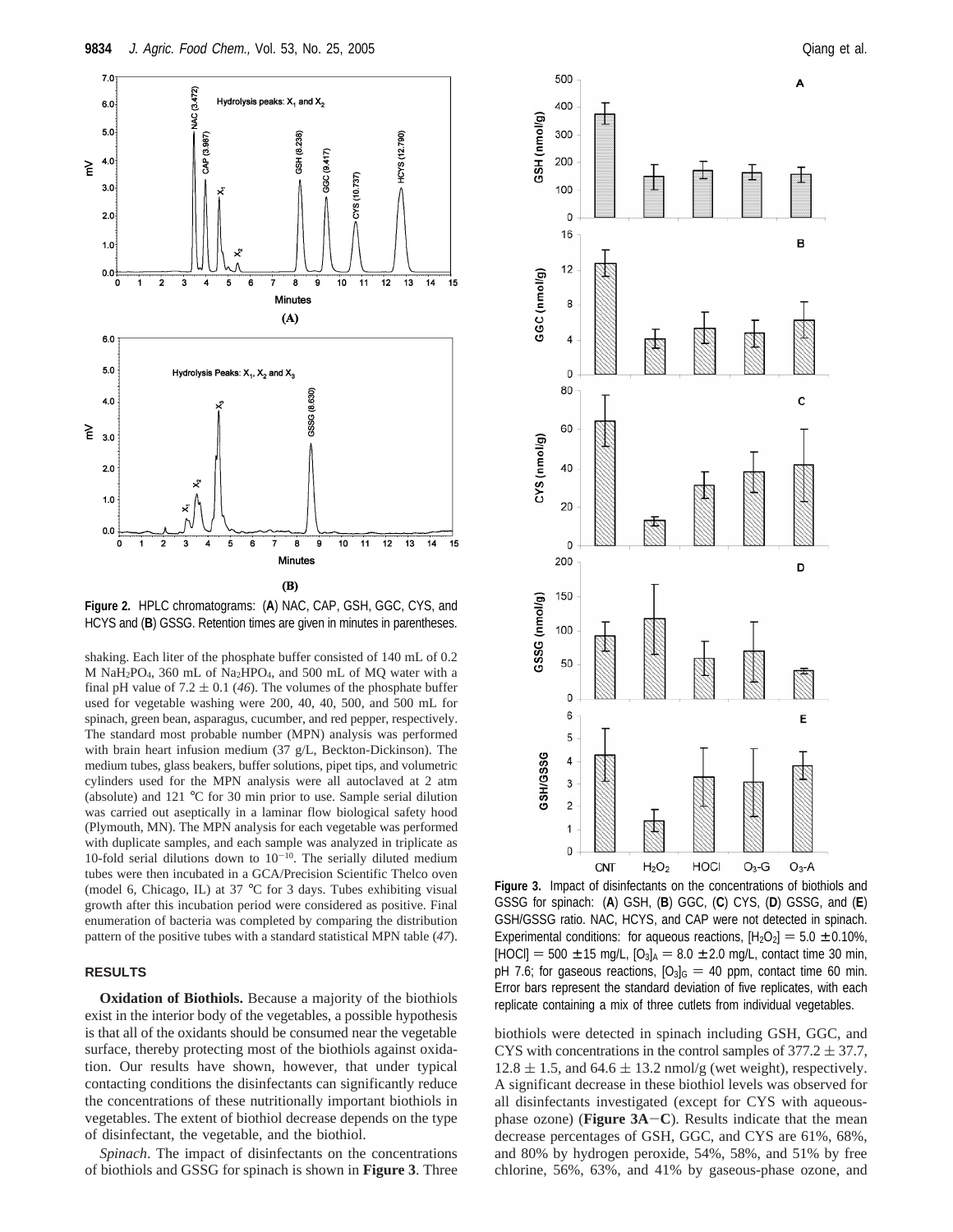**Figure 2.** HPLC chromatograms: (**A**) NAC, CAP, GSH, GGC, CYS, and HCYS and (**B**) GSSG. Retention times are given in minutes in parentheses.

shaking. Each liter of the phosphate buffer consisted of 140 mL of 0.2 M $NaH_2PO_4$, 360 mL of $Na_2HPO_4$, and 500 mL of MQ water with a final pH value of 7.2 ± 0.1 (*46*). The volumes of the phosphate buffer used for vegetable washing were 200, 40, 40, 500, and 500 mL for spinach, green bean, asparagus, cucumber, and red pepper, respectively. The standard most probable number (MPN) analysis was performed with brain heart infusion medium (37 g/L, Beckton-Dickinson). The medium tubes, glass beakers, buffer solutions, pipet tips, and volumetric cylinders used for the MPN analysis were all autoclaved at 2 atm (absolute) and 121 °C for 30 min prior to use. Sample serial dilution was carried out aseptically in a laminar flow biological safety hood (Plymouth, MN). The MPN analysis for each vegetable was performed with duplicate samples, and each sample was analyzed in triplicate as 10-fold serial dilutions down to $10^{-10}$. The serially diluted medium tubes were then incubated in a GCA/Precision Scientific Thelco oven (model 6, Chicago, IL) at 37 °C for 3 days. Tubes exhibiting visual growth after this incubation period were considered as positive. Final enumeration of bacteria was completed by comparing the distribution pattern of the positive tubes with a standard statistical MPN table (*47*).

## RESULTS

**Oxidation of Biothiols.** Because a majority of the biothiols exist in the interior body of the vegetables, a possible hypothesis is that all of the oxidants should be consumed near the vegetable surface, thereby protecting most of the biothiols against oxidation. Our results have shown, however, that under typical contacting conditions the disinfectants can significantly reduce the concentrations of these nutritionally important biothiols in vegetables. The extent of biothiol decrease depends on the type of disinfectant, the vegetable, and the biothiol.

*Spinach*. The impact of disinfectants on the concentrations of biothiols and GSSG for spinach is shown in **Figure 3**. Three biothiols were detected in spinach including GSH, GGC, and CYS with concentrations in the control samples of 377.2 ± 37.7, 12.8 ± 1.5, and 64.6 ± 13.2 nmol/g (wet weight), respectively. A significant decrease in these biothiol levels was observed for all disinfectants investigated (except for CYS with aqueous-phase ozone) (**Figure 3A–C**). Results indicate that the mean decrease percentages of GSH, GGC, and CYS are 61%, 68%, and 80% by hydrogen peroxide, 54%, 58%, and 51% by free chlorine, 56%, 63%, and 41% by gaseous-phase ozone, and

**Figure 3.** Impact of disinfectants on the concentrations of biothiols and GSSG for spinach: (**A**) GSH, (**B**) GGC, (**C**) CYS, (**D**) GSSG, and (**E**) GSH/GSSG ratio. NAC, HCYS, and CAP were not detected in spinach. Experimental conditions: for aqueous reactions, $[H_2O_2]$ = 5.0 ± 0.10%, [HOCl] = 500 ± 15 mg/L, $[O_3]_A$ = 8.0 ± 2.0 mg/L, contact time 30 min, pH 7.6; for gaseous reactions, $[O_3]_G$ = 40 ppm, contact time 60 min. Error bars represent the standard deviation of five replicates, with each replicate containing a mix of three cutlets from individual vegetables.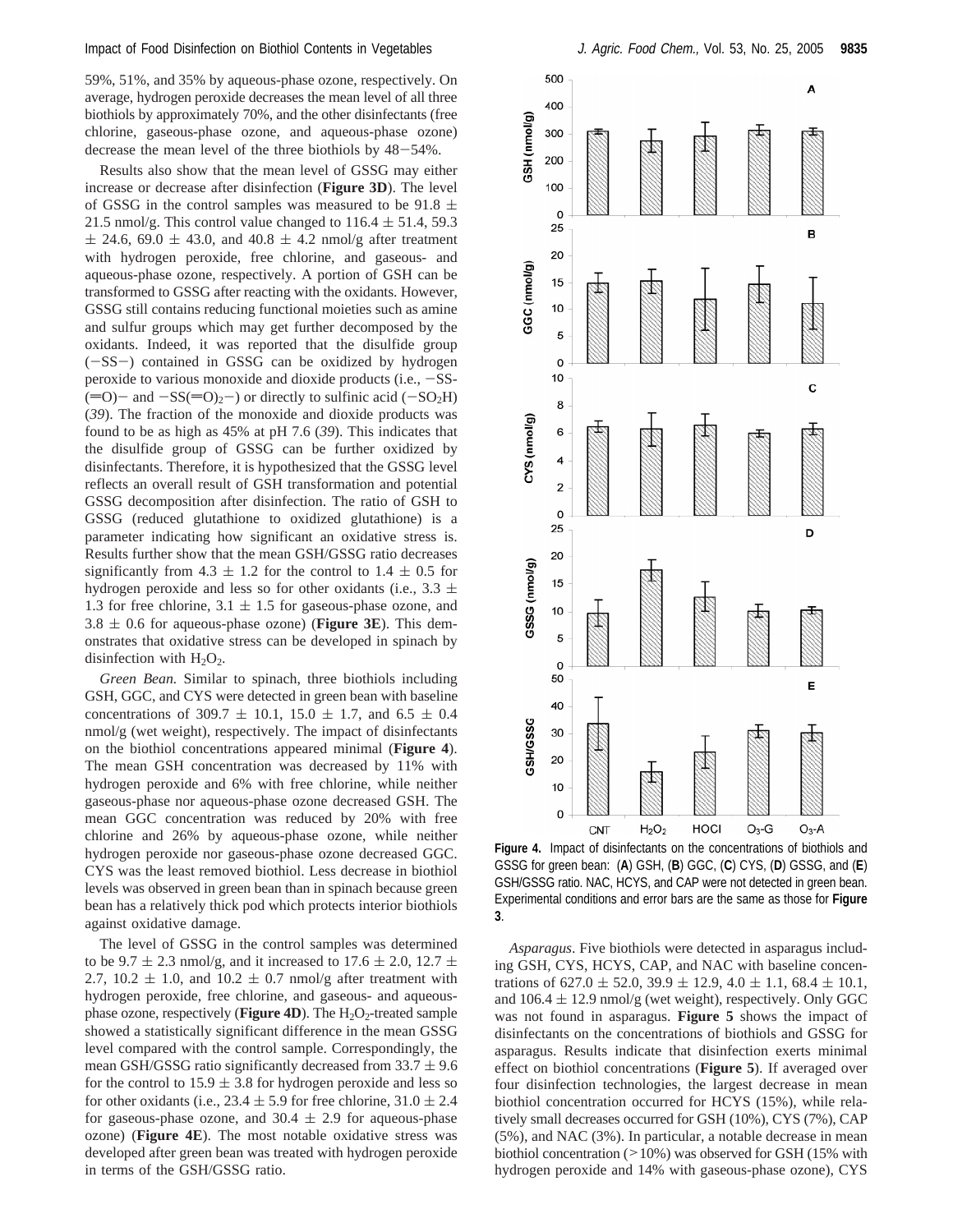59%, 51%, and 35% by aqueous-phase ozone, respectively. On average, hydrogen peroxide decreases the mean level of all three biothiols by approximately 70%, and the other disinfectants (free chlorine, gaseous-phase ozone, and aqueous-phase ozone) decrease the mean level of the three biothiols by 48−54%.

Results also show that the mean level of GSSG may either increase or decrease after disinfection (**Figure 3D**). The level of GSSG in the control samples was measured to be 91.8 ± 21.5 nmol/g. This control value changed to 116.4 ± 51.4, 59.3 ± 24.6, 69.0 ± 43.0, and 40.8 ± 4.2 nmol/g after treatment with hydrogen peroxide, free chlorine, and gaseous- and aqueous-phase ozone, respectively. A portion of GSH can be transformed to GSSG after reacting with the oxidants. However, GSSG still contains reducing functional moieties such as amine and sulfur groups which may get further decomposed by the oxidants. Indeed, it was reported that the disulfide group (−SS−) contained in GSSG can be oxidized by hydrogen peroxide to various monoxide and dioxide products (i.e., −SS(=O)− and −SS(=O)$_2$−) or directly to sulfinic acid (−SO$_2$H) (*39*). The fraction of the monoxide and dioxide products was found to be as high as 45% at pH 7.6 (*39*). This indicates that the disulfide group of GSSG can be further oxidized by disinfectants. Therefore, it is hypothesized that the GSSG level reflects an overall result of GSH transformation and potential GSSG decomposition after disinfection. The ratio of GSH to GSSG (reduced glutathione to oxidized glutathione) is a parameter indicating how significant an oxidative stress is. Results further show that the mean GSH/GSSG ratio decreases significantly from 4.3 ± 1.2 for the control to 1.4 ± 0.5 for hydrogen peroxide and less so for other oxidants (i.e., 3.3 ± 1.3 for free chlorine, 3.1 ± 1.5 for gaseous-phase ozone, and 3.8 ± 0.6 for aqueous-phase ozone) (**Figure 3E**). This demonstrates that oxidative stress can be developed in spinach by disinfection with $H_2O_2$.

*Green Bean.* Similar to spinach, three biothiols including GSH, GGC, and CYS were detected in green bean with baseline concentrations of 309.7 ± 10.1, 15.0 ± 1.7, and 6.5 ± 0.4 nmol/g (wet weight), respectively. The impact of disinfectants on the biothiol concentrations appeared minimal (**Figure 4**). The mean GSH concentration was decreased by 11% with hydrogen peroxide and 6% with free chlorine, while neither gaseous-phase nor aqueous-phase ozone decreased GSH. The mean GGC concentration was reduced by 20% with free chlorine and 26% by aqueous-phase ozone, while neither hydrogen peroxide nor gaseous-phase ozone decreased GGC. CYS was the least removed biothiol. Less decrease in biothiol levels was observed in green bean than in spinach because green bean has a relatively thick pod which protects interior biothiols against oxidative damage.

The level of GSSG in the control samples was determined to be 9.7 ± 2.3 nmol/g, and it increased to 17.6 ± 2.0, 12.7 ± 2.7, 10.2 ± 1.0, and 10.2 ± 0.7 nmol/g after treatment with hydrogen peroxide, free chlorine, and gaseous- and aqueous-phase ozone, respectively (**Figure 4D**). The $H_2O_2$-treated sample showed a statistically significant difference in the mean GSSG level compared with the control sample. Correspondingly, the mean GSH/GSSG ratio significantly decreased from 33.7 ± 9.6 for the control to 15.9 ± 3.8 for hydrogen peroxide and less so for other oxidants (i.e., 23.4 ± 5.9 for free chlorine, 31.0 ± 2.4 for gaseous-phase ozone, and 30.4 ± 2.9 for aqueous-phase ozone) (**Figure 4E**). The most notable oxidative stress was developed after green bean was treated with hydrogen peroxide in terms of the GSH/GSSG ratio.

**Figure 4.** Impact of disinfectants on the concentrations of biothiols and GSSG for green bean: (**A**) GSH, (**B**) GGC, (**C**) CYS, (**D**) GSSG, and (**E**) GSH/GSSG ratio. NAC, HCYS, and CAP were not detected in green bean. Experimental conditions and error bars are the same as those for **Figure 3**.

*Asparagus*. Five biothiols were detected in asparagus including GSH, CYS, HCYS, CAP, and NAC with baseline concentrations of 627.0 ± 52.0, 39.9 ± 12.9, 4.0 ± 1.1, 68.4 ± 10.1, and 106.4 ± 12.9 nmol/g (wet weight), respectively. Only GGC was not found in asparagus. **Figure 5** shows the impact of disinfectants on the concentrations of biothiols and GSSG for asparagus. Results indicate that disinfection exerts minimal effect on biothiol concentrations (**Figure 5**). If averaged over four disinfection technologies, the largest decrease in mean biothiol concentration occurred for HCYS (15%), while relatively small decreases occurred for GSH (10%), CYS (7%), CAP (5%), and NAC (3%). In particular, a notable decrease in mean biothiol concentration (>10%) was observed for GSH (15% with hydrogen peroxide and 14% with gaseous-phase ozone), CYS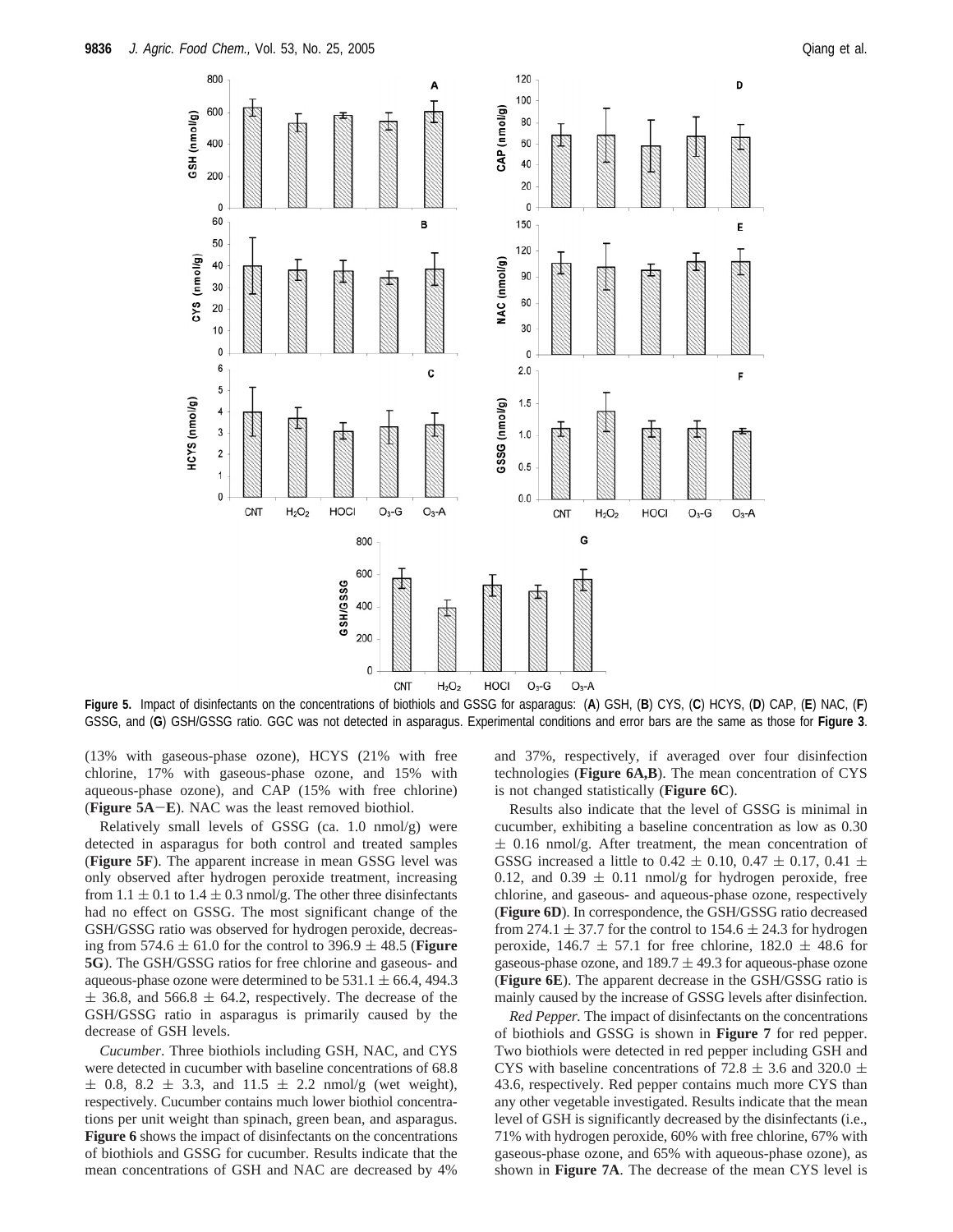**Figure 5.** Impact of disinfectants on the concentrations of biothiols and GSSG for asparagus: (**A**) GSH, (**B**) CYS, (**C**) HCYS, (**D**) CAP, (**E**) NAC, (**F**) GSSG, and (**G**) GSH/GSSG ratio. GGC was not detected in asparagus. Experimental conditions and error bars are the same as those for **Figure 3**.

(13% with gaseous-phase ozone), HCYS (21% with free chlorine, 17% with gaseous-phase ozone, and 15% with aqueous-phase ozone), and CAP (15% with free chlorine) (**Figure 5A–E**). NAC was the least removed biothiol.

Relatively small levels of GSSG (ca. 1.0 nmol/g) were detected in asparagus for both control and treated samples (**Figure 5F**). The apparent increase in mean GSSG level was only observed after hydrogen peroxide treatment, increasing from 1.1 ± 0.1 to 1.4 ± 0.3 nmol/g. The other three disinfectants had no effect on GSSG. The most significant change of the GSH/GSSG ratio was observed for hydrogen peroxide, decreasing from 574.6 ± 61.0 for the control to 396.9 ± 48.5 (**Figure 5G**). The GSH/GSSG ratios for free chlorine and gaseous- and aqueous-phase ozone were determined to be 531.1 ± 66.4, 494.3 ± 36.8, and 566.8 ± 64.2, respectively. The decrease of the GSH/GSSG ratio in asparagus is primarily caused by the decrease of GSH levels.

*Cucumber*. Three biothiols including GSH, NAC, and CYS were detected in cucumber with baseline concentrations of 68.8 ± 0.8, 8.2 ± 3.3, and 11.5 ± 2.2 nmol/g (wet weight), respectively. Cucumber contains much lower biothiol concentrations per unit weight than spinach, green bean, and asparagus. **Figure 6** shows the impact of disinfectants on the concentrations of biothiols and GSSG for cucumber. Results indicate that the mean concentrations of GSH and NAC are decreased by 4% and 37%, respectively, if averaged over four disinfection technologies (**Figure 6A,B**). The mean concentration of CYS is not changed statistically (**Figure 6C**).

Results also indicate that the level of GSSG is minimal in cucumber, exhibiting a baseline concentration as low as 0.30 ± 0.16 nmol/g. After treatment, the mean concentration of GSSG increased a little to 0.42 ± 0.10, 0.47 ± 0.17, 0.41 ± 0.12, and 0.39 ± 0.11 nmol/g for hydrogen peroxide, free chlorine, and gaseous- and aqueous-phase ozone, respectively (**Figure 6D**). In correspondence, the GSH/GSSG ratio decreased from 274.1 ± 37.7 for the control to 154.6 ± 24.3 for hydrogen peroxide, 146.7 ± 57.1 for free chlorine, 182.0 ± 48.6 for gaseous-phase ozone, and 189.7 ± 49.3 for aqueous-phase ozone (**Figure 6E**). The apparent decrease in the GSH/GSSG ratio is mainly caused by the increase of GSSG levels after disinfection.

*Red Pepper*. The impact of disinfectants on the concentrations of biothiols and GSSG is shown in **Figure 7** for red pepper. Two biothiols were detected in red pepper including GSH and CYS with baseline concentrations of 72.8 ± 3.6 and 320.0 ± 43.6, respectively. Red pepper contains much more CYS than any other vegetable investigated. Results indicate that the mean level of GSH is significantly decreased by the disinfectants (i.e., 71% with hydrogen peroxide, 60% with free chlorine, 67% with gaseous-phase ozone, and 65% with aqueous-phase ozone), as shown in **Figure 7A**. The decrease of the mean CYS level is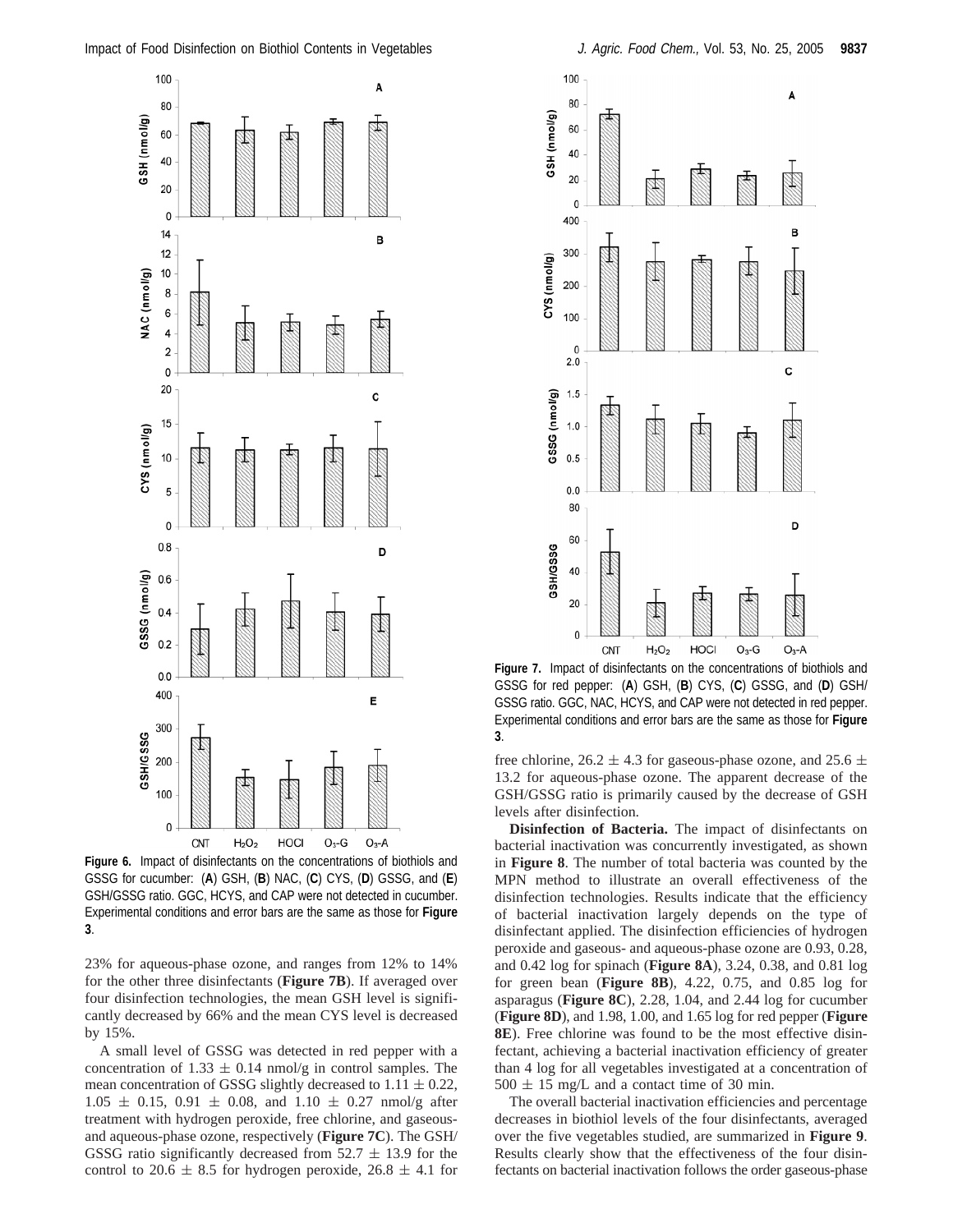**Figure 6.** Impact of disinfectants on the concentrations of biothiols and GSSG for cucumber: (**A**) GSH, (**B**) NAC, (**C**) CYS, (**D**) GSSG, and (**E**) GSH/GSSG ratio. GGC, HCYS, and CAP were not detected in cucumber. Experimental conditions and error bars are the same as those for **Figure 3**.

23% for aqueous-phase ozone, and ranges from 12% to 14% for the other three disinfectants (**Figure 7B**). If averaged over four disinfection technologies, the mean GSH level is significantly decreased by 66% and the mean CYS level is decreased by 15%.

A small level of GSSG was detected in red pepper with a concentration of 1.33 ± 0.14 nmol/g in control samples. The mean concentration of GSSG slightly decreased to 1.11 ± 0.22, 1.05 ± 0.15, 0.91 ± 0.08, and 1.10 ± 0.27 nmol/g after treatment with hydrogen peroxide, free chlorine, and gaseous- and aqueous-phase ozone, respectively (**Figure 7C**). The GSH/GSSG ratio significantly decreased from 52.7 ± 13.9 for the control to 20.6 ± 8.5 for hydrogen peroxide, 26.8 ± 4.1 for free chlorine, 26.2 ± 4.3 for gaseous-phase ozone, and 25.6 ± 13.2 for aqueous-phase ozone. The apparent decrease of the GSH/GSSG ratio is primarily caused by the decrease of GSH levels after disinfection.

**Figure 7.** Impact of disinfectants on the concentrations of biothiols and GSSG for red pepper: (**A**) GSH, (**B**) CYS, (**C**) GSSG, and (**D**) GSH/GSSG ratio. GGC, NAC, HCYS, and CAP were not detected in red pepper. Experimental conditions and error bars are the same as those for **Figure 3**.

**Disinfection of Bacteria.** The impact of disinfectants on bacterial inactivation was concurrently investigated, as shown in **Figure 8**. The number of total bacteria was counted by the MPN method to illustrate an overall effectiveness of the disinfection technologies. Results indicate that the efficiency of bacterial inactivation largely depends on the type of disinfectant applied. The disinfection efficiencies of hydrogen peroxide and gaseous- and aqueous-phase ozone are 0.93, 0.28, and 0.42 log for spinach (**Figure 8A**), 3.24, 0.38, and 0.81 log for green bean (**Figure 8B**), 4.22, 0.75, and 0.85 log for asparagus (**Figure 8C**), 2.28, 1.04, and 2.44 log for cucumber (**Figure 8D**), and 1.98, 1.00, and 1.65 log for red pepper (**Figure 8E**). Free chlorine was found to be the most effective disinfectant, achieving a bacterial inactivation efficiency of greater than 4 log for all vegetables investigated at a concentration of 500 ± 15 mg/L and a contact time of 30 min.

The overall bacterial inactivation efficiencies and percentage decreases in biothiol levels of the four disinfectants, averaged over the five vegetables studied, are summarized in **Figure 9**. Results clearly show that the effectiveness of the four disinfectants on bacterial inactivation follows the order gaseous-phase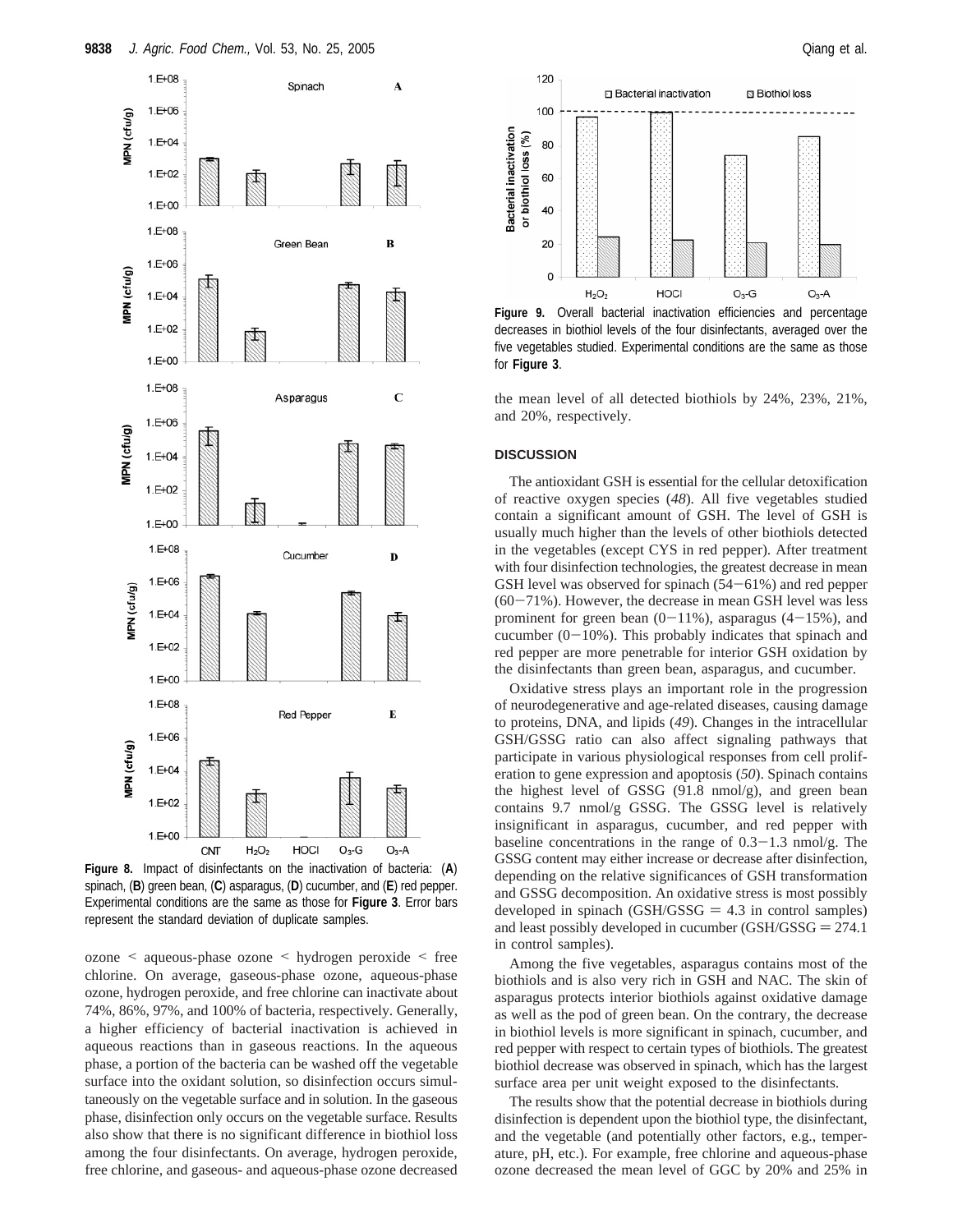**Figure 8.** Impact of disinfectants on the inactivation of bacteria: (**A**) spinach, (**B**) green bean, (**C**) asparagus, (**D**) cucumber, and (**E**) red pepper. Experimental conditions are the same as those for **Figure 3**. Error bars represent the standard deviation of duplicate samples.

ozone < aqueous-phase ozone < hydrogen peroxide < free chlorine. On average, gaseous-phase ozone, aqueous-phase ozone, hydrogen peroxide, and free chlorine can inactivate about 74%, 86%, 97%, and 100% of bacteria, respectively. Generally, a higher efficiency of bacterial inactivation is achieved in aqueous reactions than in gaseous reactions. In the aqueous phase, a portion of the bacteria can be washed off the vegetable surface into the oxidant solution, so disinfection occurs simultaneously on the vegetable surface and in solution. In the gaseous phase, disinfection only occurs on the vegetable surface. Results also show that there is no significant difference in biothiol loss among the four disinfectants. On average, hydrogen peroxide, free chlorine, and gaseous- and aqueous-phase ozone decreased the mean level of all detected biothiols by 24%, 23%, 21%, and 20%, respectively.

**Figure 9.** Overall bacterial inactivation efficiencies and percentage decreases in biothiol levels of the four disinfectants, averaged over the five vegetables studied. Experimental conditions are the same as those for **Figure 3**.

## DISCUSSION

The antioxidant GSH is essential for the cellular detoxification of reactive oxygen species (*48*). All five vegetables studied contain a significant amount of GSH. The level of GSH is usually much higher than the levels of other biothiols detected in the vegetables (except CYS in red pepper). After treatment with four disinfection technologies, the greatest decrease in mean GSH level was observed for spinach (54−61%) and red pepper (60−71%). However, the decrease in mean GSH level was less prominent for green bean (0−11%), asparagus (4−15%), and cucumber (0−10%). This probably indicates that spinach and red pepper are more penetrable for interior GSH oxidation by the disinfectants than green bean, asparagus, and cucumber.

Oxidative stress plays an important role in the progression of neurodegenerative and age-related diseases, causing damage to proteins, DNA, and lipids (*49*). Changes in the intracellular GSH/GSSG ratio can also affect signaling pathways that participate in various physiological responses from cell proliferation to gene expression and apoptosis (*50*). Spinach contains the highest level of GSSG (91.8 nmol/g), and green bean contains 9.7 nmol/g GSSG. The GSSG level is relatively insignificant in asparagus, cucumber, and red pepper with baseline concentrations in the range of 0.3−1.3 nmol/g. The GSSG content may either increase or decrease after disinfection, depending on the relative significances of GSH transformation and GSSG decomposition. An oxidative stress is most possibly developed in spinach (GSH/GSSG = 4.3 in control samples) and least possibly developed in cucumber (GSH/GSSG = 274.1 in control samples).

Among the five vegetables, asparagus contains most of the biothiols and is also very rich in GSH and NAC. The skin of asparagus protects interior biothiols against oxidative damage as well as the pod of green bean. On the contrary, the decrease in biothiol levels is more significant in spinach, cucumber, and red pepper with respect to certain types of biothiols. The greatest biothiol decrease was observed in spinach, which has the largest surface area per unit weight exposed to the disinfectants.

The results show that the potential decrease in biothiols during disinfection is dependent upon the biothiol type, the disinfectant, and the vegetable (and potentially other factors, e.g., temperature, pH, etc.). For example, free chlorine and aqueous-phase ozone decreased the mean level of GGC by 20% and 25% in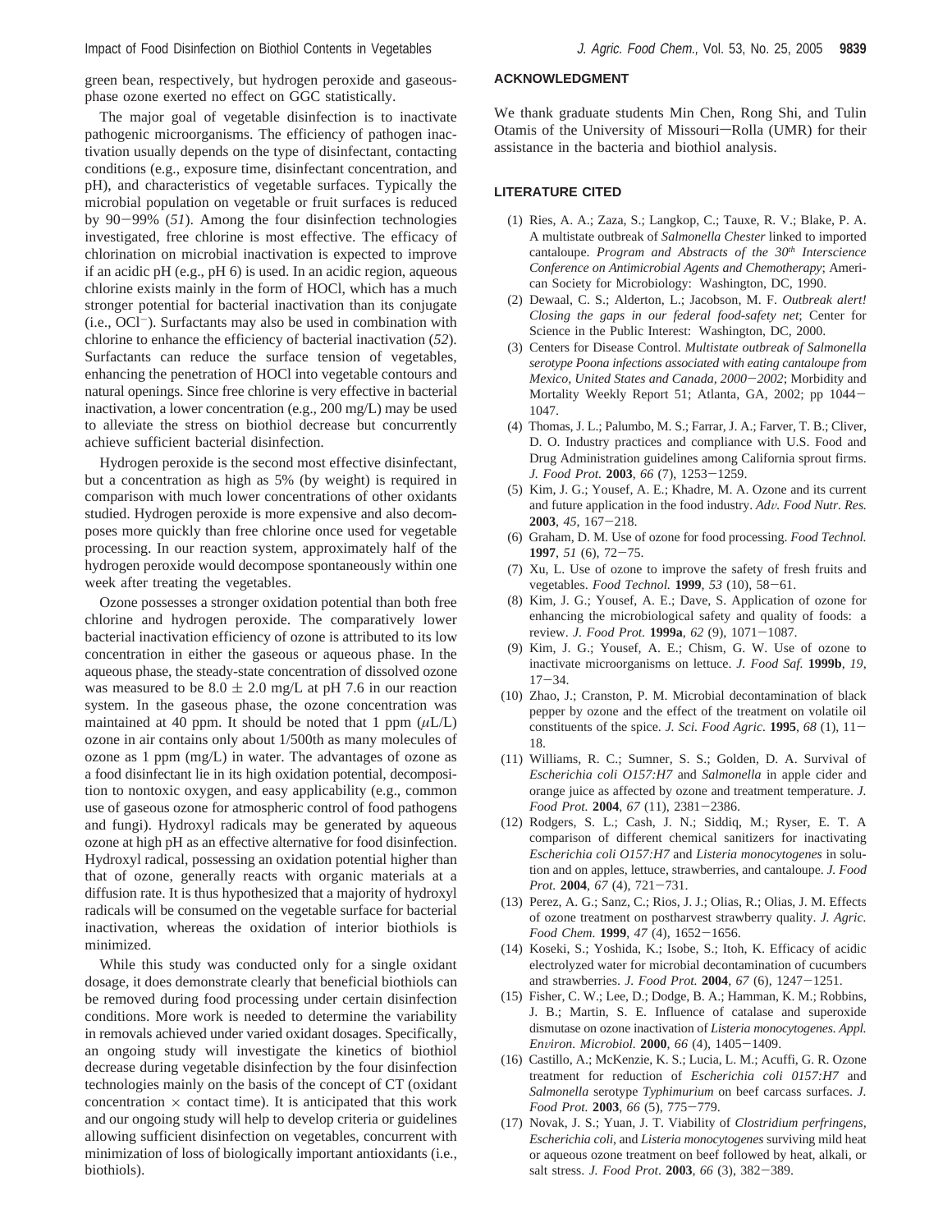green bean, respectively, but hydrogen peroxide and gaseous-phase ozone exerted no effect on GGC statistically.

The major goal of vegetable disinfection is to inactivate pathogenic microorganisms. The efficiency of pathogen inactivation usually depends on the type of disinfectant, contacting conditions (e.g., exposure time, disinfectant concentration, and pH), and characteristics of vegetable surfaces. Typically the microbial population on vegetable or fruit surfaces is reduced by 90−99% (*51*). Among the four disinfection technologies investigated, free chlorine is most effective. The efficacy of chlorination on microbial inactivation is expected to improve if an acidic pH (e.g., pH 6) is used. In an acidic region, aqueous chlorine exists mainly in the form of HOCl, which has a much stronger potential for bacterial inactivation than its conjugate (i.e., $OCl^-$). Surfactants may also be used in combination with chlorine to enhance the efficiency of bacterial inactivation (*52*). Surfactants can reduce the surface tension of vegetables, enhancing the penetration of HOCl into vegetable contours and natural openings. Since free chlorine is very effective in bacterial inactivation, a lower concentration (e.g., 200 mg/L) may be used to alleviate the stress on biothiol decrease but concurrently achieve sufficient bacterial disinfection.

Hydrogen peroxide is the second most effective disinfectant, but a concentration as high as 5% (by weight) is required in comparison with much lower concentrations of other oxidants studied. Hydrogen peroxide is more expensive and also decomposes more quickly than free chlorine once used for vegetable processing. In our reaction system, approximately half of the hydrogen peroxide would decompose spontaneously within one week after treating the vegetables.

Ozone possesses a stronger oxidation potential than both free chlorine and hydrogen peroxide. The comparatively lower bacterial inactivation efficiency of ozone is attributed to its low concentration in either the gaseous or aqueous phase. In the aqueous phase, the steady-state concentration of dissolved ozone was measured to be $8.0 \pm 2.0$ mg/L at pH 7.6 in our reaction system. In the gaseous phase, the ozone concentration was maintained at 40 ppm. It should be noted that 1 ppm ($\mu$L/L) ozone in air contains only about 1/500th as many molecules of ozone as 1 ppm (mg/L) in water. The advantages of ozone as a food disinfectant lie in its high oxidation potential, decomposition to nontoxic oxygen, and easy applicability (e.g., common use of gaseous ozone for atmospheric control of food pathogens and fungi). Hydroxyl radicals may be generated by aqueous ozone at high pH as an effective alternative for food disinfection. Hydroxyl radical, possessing an oxidation potential higher than that of ozone, generally reacts with organic materials at a diffusion rate. It is thus hypothesized that a majority of hydroxyl radicals will be consumed on the vegetable surface for bacterial inactivation, whereas the oxidation of interior biothiols is minimized.

While this study was conducted only for a single oxidant dosage, it does demonstrate clearly that beneficial biothiols can be removed during food processing under certain disinfection conditions. More work is needed to determine the variability in removals achieved under varied oxidant dosages. Specifically, an ongoing study will investigate the kinetics of biothiol decrease during vegetable disinfection by the four disinfection technologies mainly on the basis of the concept of CT (oxidant concentration × contact time). It is anticipated that this work and our ongoing study will help to develop criteria or guidelines allowing sufficient disinfection on vegetables, concurrent with minimization of loss of biologically important antioxidants (i.e., biothiols).

## ACKNOWLEDGMENT

We thank graduate students Min Chen, Rong Shi, and Tulin Otamis of the University of Missouri−Rolla (UMR) for their assistance in the bacteria and biothiol analysis.

## LITERATURE CITED

(1) Ries, A. A.; Zaza, S.; Langkop, C.; Tauxe, R. V.; Blake, P. A. A multistate outbreak of *Salmonella Chester* linked to imported cantaloupe. *Program and Abstracts of the 30th Interscience Conference on Antimicrobial Agents and Chemotherapy*; American Society for Microbiology: Washington, DC, 1990.

(2) Dewaal, C. S.; Alderton, L.; Jacobson, M. F. *Outbreak alert! Closing the gaps in our federal food-safety net*; Center for Science in the Public Interest: Washington, DC, 2000.

(3) Centers for Disease Control. *Multistate outbreak of Salmonella serotype Poona infections associated with eating cantaloupe from Mexico, United States and Canada, 2000−2002*; Morbidity and Mortality Weekly Report 51; Atlanta, GA, 2002; pp 1044−1047.

(4) Thomas, J. L.; Palumbo, M. S.; Farrar, J. A.; Farver, T. B.; Cliver, D. O. Industry practices and compliance with U.S. Food and Drug Administration guidelines among California sprout firms. *J. Food Prot.* **2003**, *66* (7), 1253−1259.

(5) Kim, J. G.; Yousef, A. E.; Khadre, M. A. Ozone and its current and future application in the food industry. *Adv. Food Nutr. Res.* **2003**, *45*, 167−218.

(6) Graham, D. M. Use of ozone for food processing. *Food Technol.* **1997**, *51* (6), 72−75.

(7) Xu, L. Use of ozone to improve the safety of fresh fruits and vegetables. *Food Technol.* **1999**, *53* (10), 58−61.

(8) Kim, J. G.; Yousef, A. E.; Dave, S. Application of ozone for enhancing the microbiological safety and quality of foods: a review. *J. Food Prot.* **1999a**, *62* (9), 1071−1087.

(9) Kim, J. G.; Yousef, A. E.; Chism, G. W. Use of ozone to inactivate microorganisms on lettuce. *J. Food Saf.* **1999b**, *19*, 17−34.

(10) Zhao, J.; Cranston, P. M. Microbial decontamination of black pepper by ozone and the effect of the treatment on volatile oil constituents of the spice. *J. Sci. Food Agric.* **1995**, *68* (1), 11−18.

(11) Williams, R. C.; Sumner, S. S.; Golden, D. A. Survival of *Escherichia coli O157:H7* and *Salmonella* in apple cider and orange juice as affected by ozone and treatment temperature. *J. Food Prot.* **2004**, *67* (11), 2381−2386.

(12) Rodgers, S. L.; Cash, J. N.; Siddiq, M.; Ryser, E. T. A comparison of different chemical sanitizers for inactivating *Escherichia coli O157:H7* and *Listeria monocytogenes* in solution and on apples, lettuce, strawberries, and cantaloupe. *J. Food Prot.* **2004**, *67* (4), 721−731.

(13) Perez, A. G.; Sanz, C.; Rios, J. J.; Olias, R.; Olias, J. M. Effects of ozone treatment on postharvest strawberry quality. *J. Agric. Food Chem.* **1999**, *47* (4), 1652−1656.

(14) Koseki, S.; Yoshida, K.; Isobe, S.; Itoh, K. Efficacy of acidic electrolyzed water for microbial decontamination of cucumbers and strawberries. *J. Food Prot.* **2004**, *67* (6), 1247−1251.

(15) Fisher, C. W.; Lee, D.; Dodge, B. A.; Hamman, K. M.; Robbins, J. B.; Martin, S. E. Influence of catalase and superoxide dismutase on ozone inactivation of *Listeria monocytogenes*. *Appl. Environ. Microbiol.* **2000**, *66* (4), 1405−1409.

(16) Castillo, A.; McKenzie, K. S.; Lucia, L. M.; Acuffi, G. R. Ozone treatment for reduction of *Escherichia coli 0157:H7* and *Salmonella* serotype *Typhimurium* on beef carcass surfaces. *J. Food Prot.* **2003**, *66* (5), 775−779.

(17) Novak, J. S.; Yuan, J. T. Viability of *Clostridium perfringens*, *Escherichia coli*, and *Listeria monocytogenes* surviving mild heat or aqueous ozone treatment on beef followed by heat, alkali, or salt stress. *J. Food Prot.* **2003**, *66* (3), 382−389.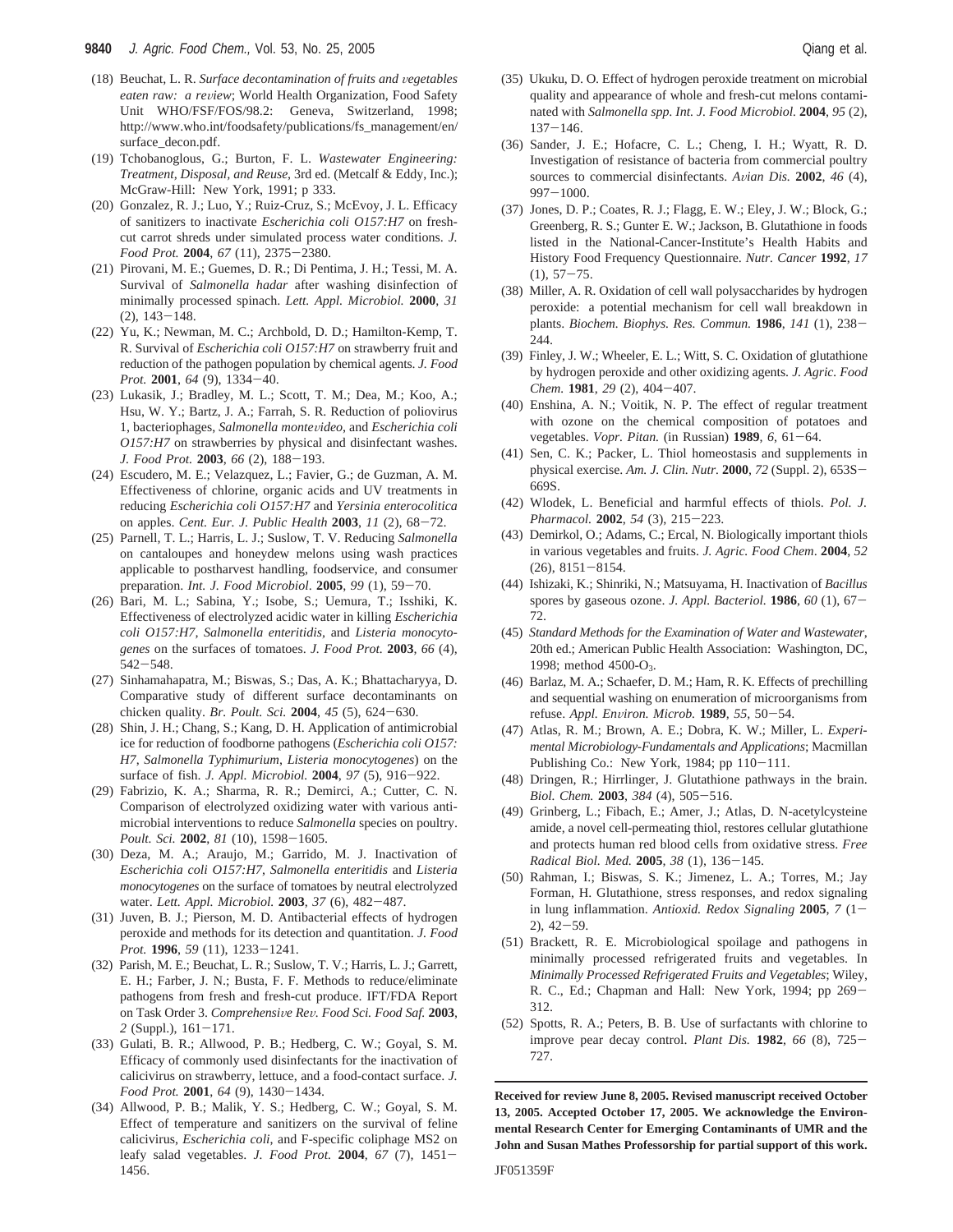(18) Beuchat, L. R. *Surface decontamination of fruits and vegetables eaten raw: a review*; World Health Organization, Food Safety Unit WHO/FSF/FOS/98.2: Geneva, Switzerland, 1998; http://www.who.int/foodsafety/publications/fs_management/en/surface_decon.pdf.

(19) Tchobanoglous, G.; Burton, F. L. *Wastewater Engineering: Treatment, Disposal, and Reuse*, 3rd ed. (Metcalf & Eddy, Inc.); McGraw-Hill: New York, 1991; p 333.

(20) Gonzalez, R. J.; Luo, Y.; Ruiz-Cruz, S.; McEvoy, J. L. Efficacy of sanitizers to inactivate *Escherichia coli O157:H7* on fresh-cut carrot shreds under simulated process water conditions. *J. Food Prot.* **2004**, *67* (11), 2375−2380.

(21) Pirovani, M. E.; Guemes, D. R.; Di Pentima, J. H.; Tessi, M. A. Survival of *Salmonella hadar* after washing disinfection of minimally processed spinach. *Lett. Appl. Microbiol.* **2000**, *31* (2), 143−148.

(22) Yu, K.; Newman, M. C.; Archbold, D. D.; Hamilton-Kemp, T. R. Survival of *Escherichia coli O157:H7* on strawberry fruit and reduction of the pathogen population by chemical agents. *J. Food Prot.* **2001**, *64* (9), 1334−40.

(23) Lukasik, J.; Bradley, M. L.; Scott, T. M.; Dea, M.; Koo, A.; Hsu, W. Y.; Bartz, J. A.; Farrah, S. R. Reduction of poliovirus 1, bacteriophages, *Salmonella montevideo*, and *Escherichia coli O157:H7* on strawberries by physical and disinfectant washes. *J. Food Prot.* **2003**, *66* (2), 188−193.

(24) Escudero, M. E.; Velazquez, L.; Favier, G.; de Guzman, A. M. Effectiveness of chlorine, organic acids and UV treatments in reducing *Escherichia coli O157:H7* and *Yersinia enterocolitica* on apples. *Cent. Eur. J. Public Health* **2003**, *11* (2), 68−72.

(25) Parnell, T. L.; Harris, L. J.; Suslow, T. V. Reducing *Salmonella* on cantaloupes and honeydew melons using wash practices applicable to postharvest handling, foodservice, and consumer preparation. *Int. J. Food Microbiol.* **2005**, *99* (1), 59−70.

(26) Bari, M. L.; Sabina, Y.; Isobe, S.; Uemura, T.; Isshiki, K. Effectiveness of electrolyzed acidic water in killing *Escherichia coli O157:H7*, *Salmonella enteritidis*, and *Listeria monocytogenes* on the surfaces of tomatoes. *J. Food Prot.* **2003**, *66* (4), 542−548.

(27) Sinhamahapatra, M.; Biswas, S.; Das, A. K.; Bhattacharyya, D. Comparative study of different surface decontaminants on chicken quality. *Br. Poult. Sci.* **2004**, *45* (5), 624−630.

(28) Shin, J. H.; Chang, S.; Kang, D. H. Application of antimicrobial ice for reduction of foodborne pathogens (*Escherichia coli O157:H7*, *Salmonella Typhimurium*, *Listeria monocytogenes*) on the surface of fish. *J. Appl. Microbiol.* **2004**, *97* (5), 916−922.

(29) Fabrizio, K. A.; Sharma, R. R.; Demirci, A.; Cutter, C. N. Comparison of electrolyzed oxidizing water with various antimicrobial interventions to reduce *Salmonella* species on poultry. *Poult. Sci.* **2002**, *81* (10), 1598−1605.

(30) Deza, M. A.; Araujo, M.; Garrido, M. J. Inactivation of *Escherichia coli O157:H7*, *Salmonella enteritidis* and *Listeria monocytogenes* on the surface of tomatoes by neutral electrolyzed water. *Lett. Appl. Microbiol.* **2003**, *37* (6), 482−487.

(31) Juven, B. J.; Pierson, M. D. Antibacterial effects of hydrogen peroxide and methods for its detection and quantitation. *J. Food Prot.* **1996**, *59* (11), 1233−1241.

(32) Parish, M. E.; Beuchat, L. R.; Suslow, T. V.; Harris, L. J.; Garrett, E. H.; Farber, J. N.; Busta, F. F. Methods to reduce/eliminate pathogens from fresh and fresh-cut produce. IFT/FDA Report on Task Order 3. *Comprehensive Rev. Food Sci. Food Saf.* **2003**, *2* (Suppl.), 161−171.

(33) Gulati, B. R.; Allwood, P. B.; Hedberg, C. W.; Goyal, S. M. Efficacy of commonly used disinfectants for the inactivation of calicivirus on strawberry, lettuce, and a food-contact surface. *J. Food Prot.* **2001**, *64* (9), 1430−1434.

(34) Allwood, P. B.; Malik, Y. S.; Hedberg, C. W.; Goyal, S. M. Effect of temperature and sanitizers on the survival of feline calicivirus, *Escherichia coli*, and F-specific coliphage MS2 on leafy salad vegetables. *J. Food Prot.* **2004**, *67* (7), 1451−1456.

(35) Ukuku, D. O. Effect of hydrogen peroxide treatment on microbial quality and appearance of whole and fresh-cut melons contaminated with *Salmonella spp. Int. J. Food Microbiol.* **2004**, *95* (2), 137−146.

(36) Sander, J. E.; Hofacre, C. L.; Cheng, I. H.; Wyatt, R. D. Investigation of resistance of bacteria from commercial poultry sources to commercial disinfectants. *Avian Dis.* **2002**, *46* (4), 997−1000.

(37) Jones, D. P.; Coates, R. J.; Flagg, E. W.; Eley, J. W.; Block, G.; Greenberg, R. S.; Gunter E. W.; Jackson, B. Glutathione in foods listed in the National-Cancer-Institute's Health Habits and History Food Frequency Questionnaire. *Nutr. Cancer* **1992**, *17* (1), 57−75.

(38) Miller, A. R. Oxidation of cell wall polysaccharides by hydrogen peroxide: a potential mechanism for cell wall breakdown in plants. *Biochem. Biophys. Res. Commun.* **1986**, *141* (1), 238−244.

(39) Finley, J. W.; Wheeler, E. L.; Witt, S. C. Oxidation of glutathione by hydrogen peroxide and other oxidizing agents. *J. Agric. Food Chem.* **1981**, *29* (2), 404−407.

(40) Enshina, A. N.; Voitik, N. P. The effect of regular treatment with ozone on the chemical composition of potatoes and vegetables. *Vopr. Pitan.* (in Russian) **1989**, *6*, 61−64.

(41) Sen, C. K.; Packer, L. Thiol homeostasis and supplements in physical exercise. *Am. J. Clin. Nutr.* **2000**, *72* (Suppl. 2), 653S−669S.

(42) Wlodek, L. Beneficial and harmful effects of thiols. *Pol. J. Pharmacol.* **2002**, *54* (3), 215−223.

(43) Demirkol, O.; Adams, C.; Ercal, N. Biologically important thiols in various vegetables and fruits. *J. Agric. Food Chem.* **2004**, *52* (26), 8151−8154.

(44) Ishizaki, K.; Shinriki, N.; Matsuyama, H. Inactivation of *Bacillus* spores by gaseous ozone. *J. Appl. Bacteriol.* **1986**, *60* (1), 67−72.

(45) *Standard Methods for the Examination of Water and Wastewater*, 20th ed.; American Public Health Association: Washington, DC, 1998; method 4500-$O_3$.

(46) Barlaz, M. A.; Schaefer, D. M.; Ham, R. K. Effects of prechilling and sequential washing on enumeration of microorganisms from refuse. *Appl. Environ. Microb.* **1989**, *55*, 50−54.

(47) Atlas, R. M.; Brown, A. E.; Dobra, K. W.; Miller, L. *Experimental Microbiology-Fundamentals and Applications*; Macmillan Publishing Co.: New York, 1984; pp 110−111.

(48) Dringen, R.; Hirrlinger, J. Glutathione pathways in the brain. *Biol. Chem.* **2003**, *384* (4), 505−516.

(49) Grinberg, L.; Fibach, E.; Amer, J.; Atlas, D. N-acetylcysteine amide, a novel cell-permeating thiol, restores cellular glutathione and protects human red blood cells from oxidative stress. *Free Radical Biol. Med.* **2005**, *38* (1), 136−145.

(50) Rahman, I.; Biswas, S. K.; Jimenez, L. A.; Torres, M.; Jay Forman, H. Glutathione, stress responses, and redox signaling in lung inflammation. *Antioxid. Redox Signaling* **2005**, *7* (1−2), 42−59.

(51) Brackett, R. E. Microbiological spoilage and pathogens in minimally processed refrigerated fruits and vegetables. In *Minimally Processed Refrigerated Fruits and Vegetables*; Wiley, R. C., Ed.; Chapman and Hall: New York, 1994; pp 269−312.

(52) Spotts, R. A.; Peters, B. B. Use of surfactants with chlorine to improve pear decay control. *Plant Dis.* **1982**, *66* (8), 725−727.

**Received for review June 8, 2005. Revised manuscript received October 13, 2005. Accepted October 17, 2005. We acknowledge the Environmental Research Center for Emerging Contaminants of UMR and the John and Susan Mathes Professorship for partial support of this work.**

JF051359F